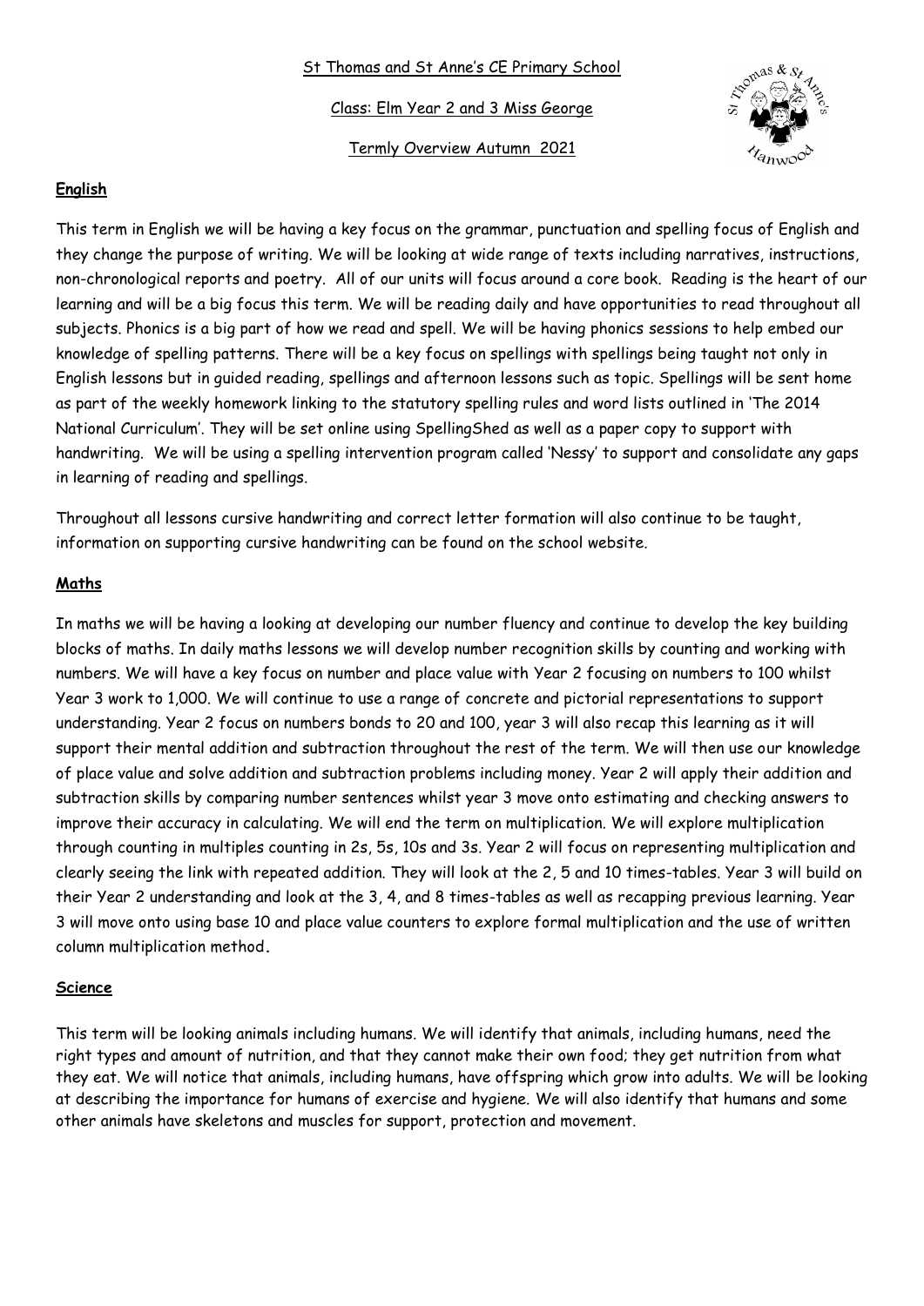St Thomas and St Anne's CE Primary School

Class: Elm Year 2 and 3 Miss George

Termly Overview Autumn 2021

## English

This term in English we will be having a key focus on the grammar, punctuation and spelling focus of English and they change the purpose of writing. We will be looking at wide range of texts including narratives, instructions, non-chronological reports and poetry. All of our units will focus around a core book. Reading is the heart of our learning and will be a big focus this term. We will be reading daily and have opportunities to read throughout all subjects. Phonics is a big part of how we read and spell. We will be having phonics sessions to help embed our knowledge of spelling patterns. There will be a key focus on spellings with spellings being taught not only in English lessons but in guided reading, spellings and afternoon lessons such as topic. Spellings will be sent home as part of the weekly homework linking to the statutory spelling rules and word lists outlined in 'The 2014 National Curriculum'. They will be set online using SpellingShed as well as a paper copy to support with handwriting. We will be using a spelling intervention program called 'Nessy' to support and consolidate any gaps in learning of reading and spellings.

Throughout all lessons cursive handwriting and correct letter formation will also continue to be taught, information on supporting cursive handwriting can be found on the school website.

## Maths

In maths we will be having a looking at developing our number fluency and continue to develop the key building blocks of maths. In daily maths lessons we will develop number recognition skills by counting and working with numbers. We will have a key focus on number and place value with Year 2 focusing on numbers to 100 whilst Year 3 work to 1,000. We will continue to use a range of concrete and pictorial representations to support understanding. Year 2 focus on numbers bonds to 20 and 100, year 3 will also recap this learning as it will support their mental addition and subtraction throughout the rest of the term. We will then use our knowledge of place value and solve addition and subtraction problems including money. Year 2 will apply their addition and subtraction skills by comparing number sentences whilst year 3 move onto estimating and checking answers to improve their accuracy in calculating. We will end the term on multiplication. We will explore multiplication through counting in multiples counting in 2s, 5s, 10s and 3s. Year 2 will focus on representing multiplication and clearly seeing the link with repeated addition. They will look at the 2, 5 and 10 times-tables. Year 3 will build on their Year 2 understanding and look at the 3, 4, and 8 times-tables as well as recapping previous learning. Year 3 will move onto using base 10 and place value counters to explore formal multiplication and the use of written column multiplication method.

## Science

This term will be looking animals including humans. We will identify that animals, including humans, need the right types and amount of nutrition, and that they cannot make their own food; they get nutrition from what they eat. We will notice that animals, including humans, have offspring which grow into adults. We will be looking at describing the importance for humans of exercise and hygiene. We will also identify that humans and some other animals have skeletons and muscles for support, protection and movement.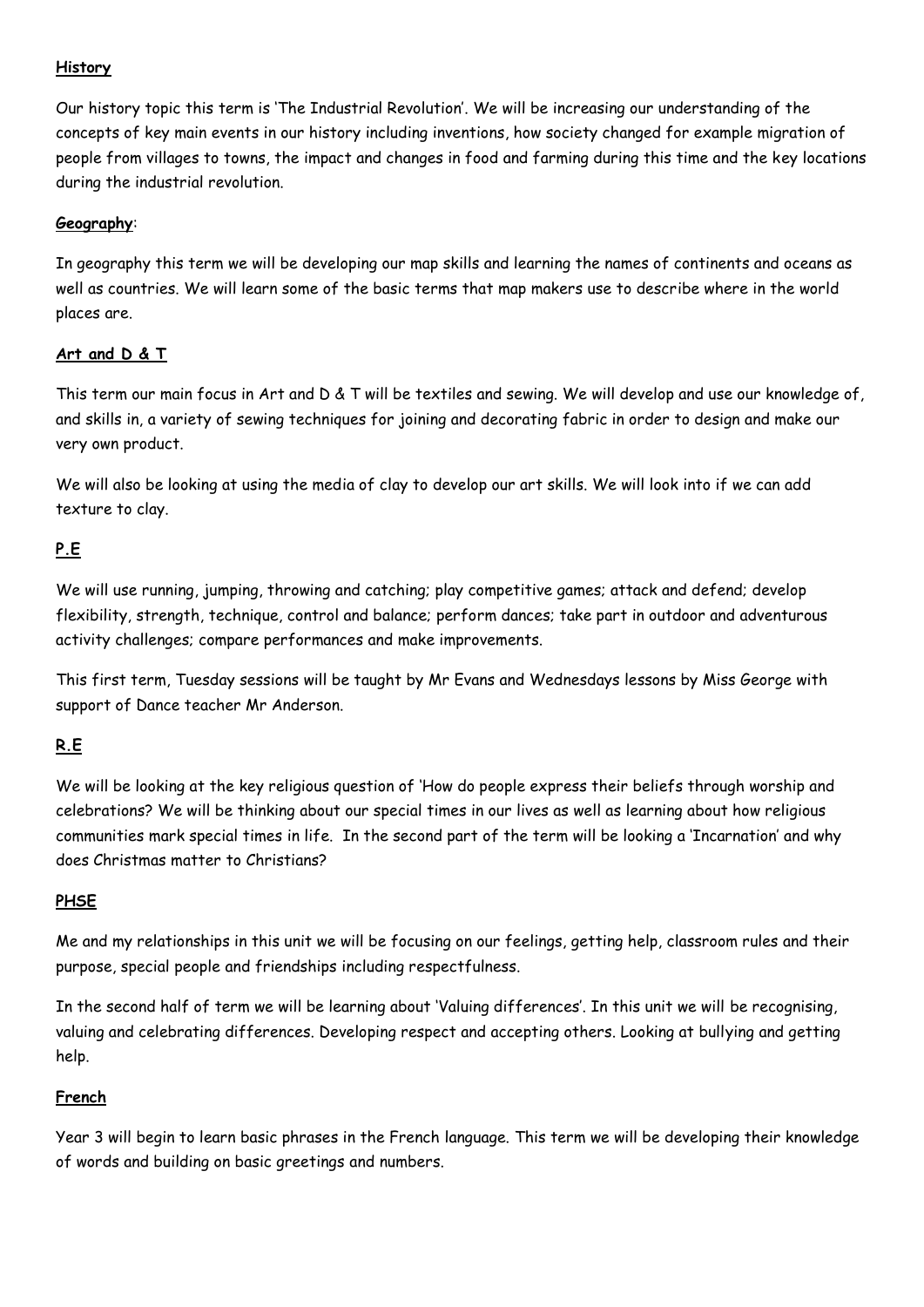## History

Our history topic this term is 'The Industrial Revolution'. We will be increasing our understanding of the concepts of key main events in our history including inventions, how society changed for example migration of people from villages to towns, the impact and changes in food and farming during this time and the key locations during the industrial revolution.

## Geography:

In geography this term we will be developing our map skills and learning the names of continents and oceans as well as countries. We will learn some of the basic terms that map makers use to describe where in the world places are.

## Art and D & T

This term our main focus in Art and D & T will be textiles and sewing. We will develop and use our knowledge of, and skills in, a variety of sewing techniques for joining and decorating fabric in order to design and make our very own product.

We will also be looking at using the media of clay to develop our art skills. We will look into if we can add texture to clay.

## P.E

We will use running, jumping, throwing and catching; play competitive games; attack and defend; develop flexibility, strength, technique, control and balance; perform dances; take part in outdoor and adventurous activity challenges; compare performances and make improvements.

This first term, Tuesday sessions will be taught by Mr Evans and Wednesdays lessons by Miss George with support of Dance teacher Mr Anderson.

## R.E

We will be looking at the key religious question of 'How do people express their beliefs through worship and celebrations? We will be thinking about our special times in our lives as well as learning about how religious communities mark special times in life. In the second part of the term will be looking a 'Incarnation' and why does Christmas matter to Christians?

## PHSE

Me and my relationships in this unit we will be focusing on our feelings, getting help, classroom rules and their purpose, special people and friendships including respectfulness.

In the second half of term we will be learning about 'Valuing differences'. In this unit we will be recognising, valuing and celebrating differences. Developing respect and accepting others. Looking at bullying and getting help.

## French

Year 3 will begin to learn basic phrases in the French language. This term we will be developing their knowledge of words and building on basic greetings and numbers.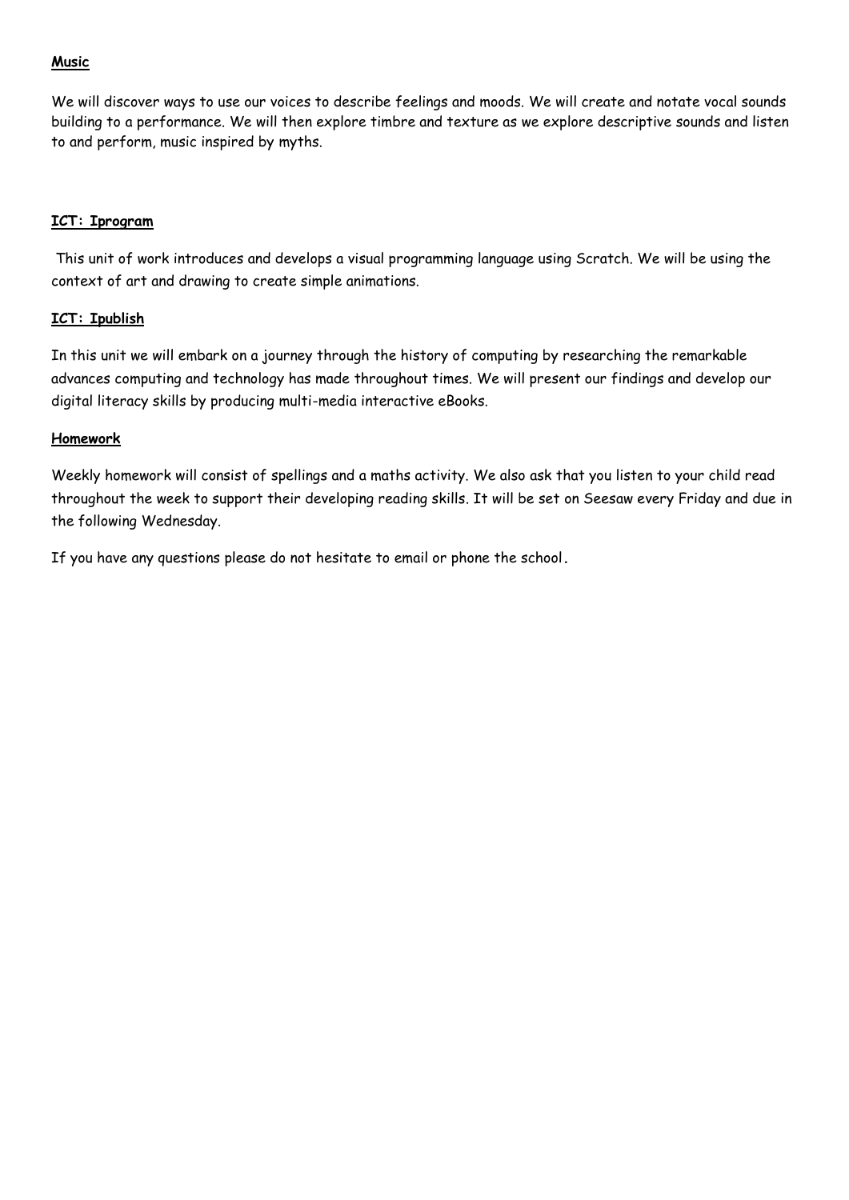**Music**

We will discover ways to use our voices to describe feelings and moods. We will create and notate vocal sounds building to a performance. We will then explore timbre and texture as we explore descriptive sounds and listen to and perform, music inspired by myths.

**ICT: Iprogram**

This unit of work introduces and develops a visual programming language using Scratch. We will be using the context of art and drawing to create simple animations.

**ICT: Ipublish**

In this unit we will embark on a journey through the history of computing by researching the remarkable advances computing and technology has made throughout times. We will present our findings and develop our digital literacy skills by producing multi-media interactive eBooks.

**Homework**

Weekly homework will consist of spellings and a maths activity. We also ask that you listen to your child read throughout the week to support their developing reading skills. It will be set on Seesaw every Friday and due in the following Wednesday.

If you have any questions please do not hesitate to email or phone the school.